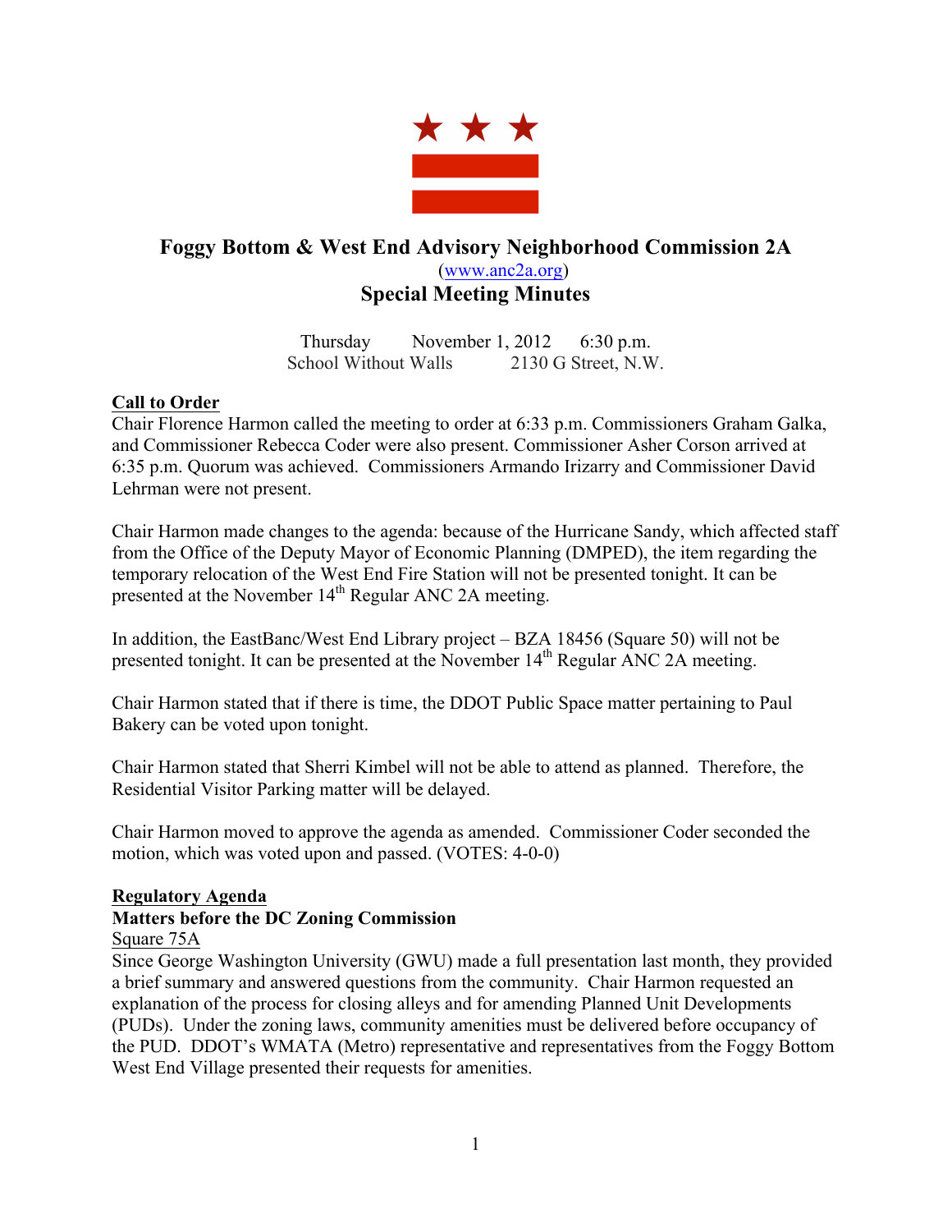# Foggy Bottom & West End Advisory Neighborhood Commission 2A

(www.anc2a.org)

## Special Meeting Minutes

Thursday November 1, 2012 6:30 p.m.
School Without Walls 2130 G Street, N.W.

**Call to Order**

Chair Florence Harmon called the meeting to order at 6:33 p.m. Commissioners Graham Galka, and Commissioner Rebecca Coder were also present. Commissioner Asher Corson arrived at 6:35 p.m. Quorum was achieved. Commissioners Armando Irizarry and Commissioner David Lehrman were not present.

Chair Harmon made changes to the agenda: because of the Hurricane Sandy, which affected staff from the Office of the Deputy Mayor of Economic Planning (DMPED), the item regarding the temporary relocation of the West End Fire Station will not be presented tonight. It can be presented at the November 14th Regular ANC 2A meeting.

In addition, the EastBanc/West End Library project – BZA 18456 (Square 50) will not be presented tonight. It can be presented at the November 14th Regular ANC 2A meeting.

Chair Harmon stated that if there is time, the DDOT Public Space matter pertaining to Paul Bakery can be voted upon tonight.

Chair Harmon stated that Sherri Kimbel will not be able to attend as planned. Therefore, the Residential Visitor Parking matter will be delayed.

Chair Harmon moved to approve the agenda as amended. Commissioner Coder seconded the motion, which was voted upon and passed. (VOTES: 4-0-0)

**Regulatory Agenda**

**Matters before the DC Zoning Commission**

Square 75A

Since George Washington University (GWU) made a full presentation last month, they provided a brief summary and answered questions from the community. Chair Harmon requested an explanation of the process for closing alleys and for amending Planned Unit Developments (PUDs). Under the zoning laws, community amenities must be delivered before occupancy of the PUD. DDOT's WMATA (Metro) representative and representatives from the Foggy Bottom West End Village presented their requests for amenities.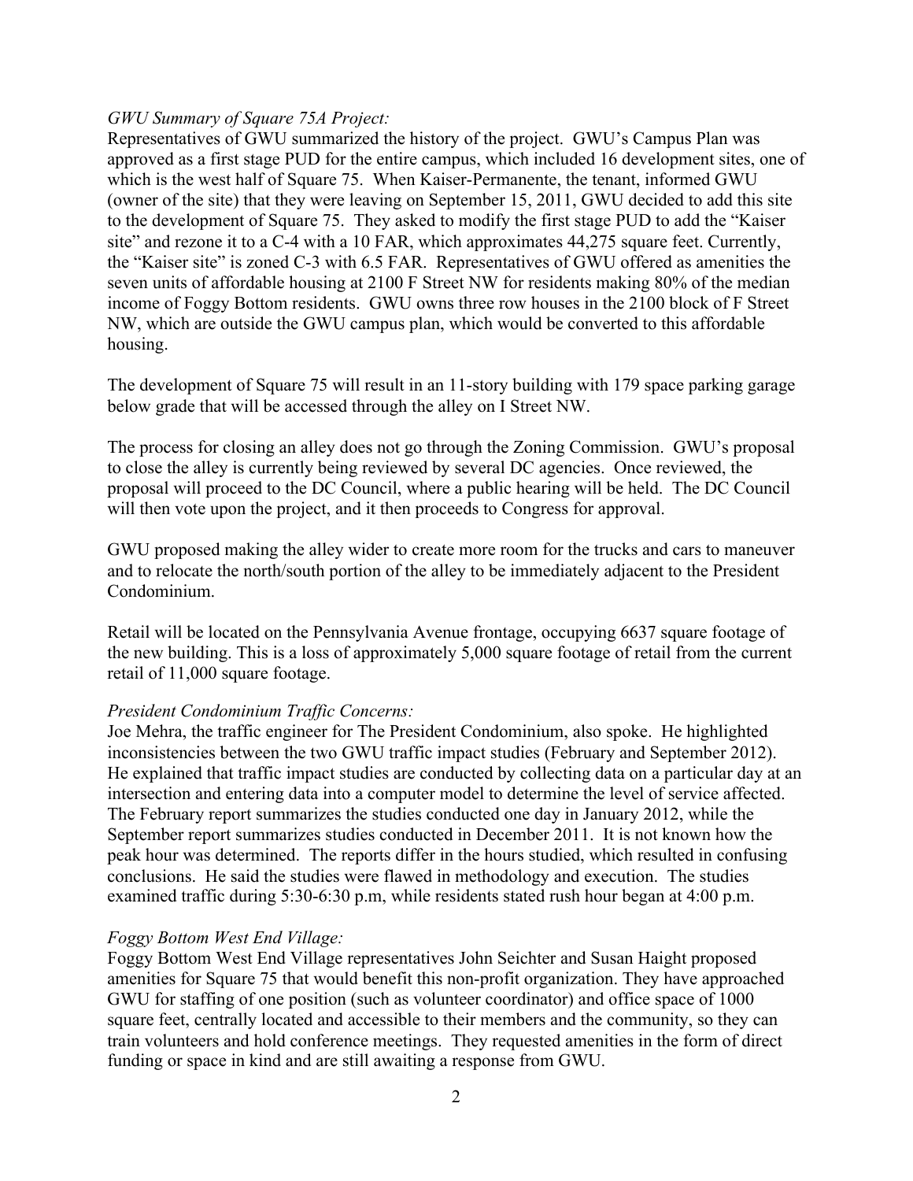*GWU Summary of Square 75A Project:*
Representatives of GWU summarized the history of the project. GWU's Campus Plan was approved as a first stage PUD for the entire campus, which included 16 development sites, one of which is the west half of Square 75. When Kaiser-Permanente, the tenant, informed GWU (owner of the site) that they were leaving on September 15, 2011, GWU decided to add this site to the development of Square 75. They asked to modify the first stage PUD to add the "Kaiser site" and rezone it to a C-4 with a 10 FAR, which approximates 44,275 square feet. Currently, the "Kaiser site" is zoned C-3 with 6.5 FAR. Representatives of GWU offered as amenities the seven units of affordable housing at 2100 F Street NW for residents making 80% of the median income of Foggy Bottom residents. GWU owns three row houses in the 2100 block of F Street NW, which are outside the GWU campus plan, which would be converted to this affordable housing.

The development of Square 75 will result in an 11-story building with 179 space parking garage below grade that will be accessed through the alley on I Street NW.

The process for closing an alley does not go through the Zoning Commission. GWU's proposal to close the alley is currently being reviewed by several DC agencies. Once reviewed, the proposal will proceed to the DC Council, where a public hearing will be held. The DC Council will then vote upon the project, and it then proceeds to Congress for approval.

GWU proposed making the alley wider to create more room for the trucks and cars to maneuver and to relocate the north/south portion of the alley to be immediately adjacent to the President Condominium.

Retail will be located on the Pennsylvania Avenue frontage, occupying 6637 square footage of the new building. This is a loss of approximately 5,000 square footage of retail from the current retail of 11,000 square footage.

*President Condominium Traffic Concerns:*
Joe Mehra, the traffic engineer for The President Condominium, also spoke. He highlighted inconsistencies between the two GWU traffic impact studies (February and September 2012). He explained that traffic impact studies are conducted by collecting data on a particular day at an intersection and entering data into a computer model to determine the level of service affected. The February report summarizes the studies conducted one day in January 2012, while the September report summarizes studies conducted in December 2011. It is not known how the peak hour was determined. The reports differ in the hours studied, which resulted in confusing conclusions. He said the studies were flawed in methodology and execution. The studies examined traffic during 5:30-6:30 p.m, while residents stated rush hour began at 4:00 p.m.

*Foggy Bottom West End Village:*
Foggy Bottom West End Village representatives John Seichter and Susan Haight proposed amenities for Square 75 that would benefit this non-profit organization. They have approached GWU for staffing of one position (such as volunteer coordinator) and office space of 1000 square feet, centrally located and accessible to their members and the community, so they can train volunteers and hold conference meetings. They requested amenities in the form of direct funding or space in kind and are still awaiting a response from GWU.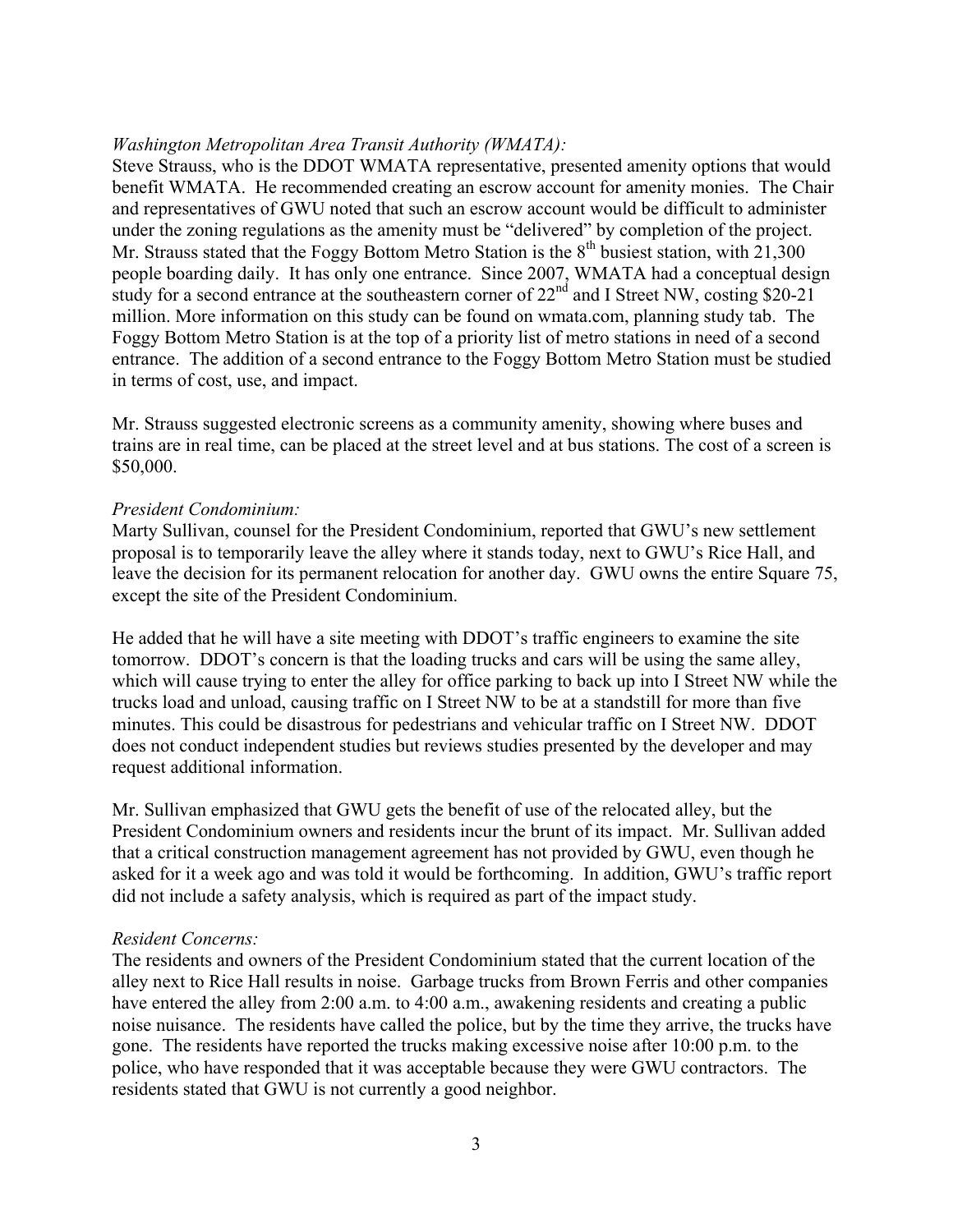*Washington Metropolitan Area Transit Authority (WMATA):*
Steve Strauss, who is the DDOT WMATA representative, presented amenity options that would benefit WMATA. He recommended creating an escrow account for amenity monies. The Chair and representatives of GWU noted that such an escrow account would be difficult to administer under the zoning regulations as the amenity must be "delivered" by completion of the project. Mr. Strauss stated that the Foggy Bottom Metro Station is the 8th busiest station, with 21,300 people boarding daily. It has only one entrance. Since 2007, WMATA had a conceptual design study for a second entrance at the southeastern corner of 22nd and I Street NW, costing $20-21 million. More information on this study can be found on wmata.com, planning study tab. The Foggy Bottom Metro Station is at the top of a priority list of metro stations in need of a second entrance. The addition of a second entrance to the Foggy Bottom Metro Station must be studied in terms of cost, use, and impact.

Mr. Strauss suggested electronic screens as a community amenity, showing where buses and trains are in real time, can be placed at the street level and at bus stations. The cost of a screen is $50,000.

*President Condominium:*
Marty Sullivan, counsel for the President Condominium, reported that GWU's new settlement proposal is to temporarily leave the alley where it stands today, next to GWU's Rice Hall, and leave the decision for its permanent relocation for another day. GWU owns the entire Square 75, except the site of the President Condominium.

He added that he will have a site meeting with DDOT's traffic engineers to examine the site tomorrow. DDOT's concern is that the loading trucks and cars will be using the same alley, which will cause trying to enter the alley for office parking to back up into I Street NW while the trucks load and unload, causing traffic on I Street NW to be at a standstill for more than five minutes. This could be disastrous for pedestrians and vehicular traffic on I Street NW. DDOT does not conduct independent studies but reviews studies presented by the developer and may request additional information.

Mr. Sullivan emphasized that GWU gets the benefit of use of the relocated alley, but the President Condominium owners and residents incur the brunt of its impact. Mr. Sullivan added that a critical construction management agreement has not provided by GWU, even though he asked for it a week ago and was told it would be forthcoming. In addition, GWU's traffic report did not include a safety analysis, which is required as part of the impact study.

*Resident Concerns:*
The residents and owners of the President Condominium stated that the current location of the alley next to Rice Hall results in noise. Garbage trucks from Brown Ferris and other companies have entered the alley from 2:00 a.m. to 4:00 a.m., awakening residents and creating a public noise nuisance. The residents have called the police, but by the time they arrive, the trucks have gone. The residents have reported the trucks making excessive noise after 10:00 p.m. to the police, who have responded that it was acceptable because they were GWU contractors. The residents stated that GWU is not currently a good neighbor.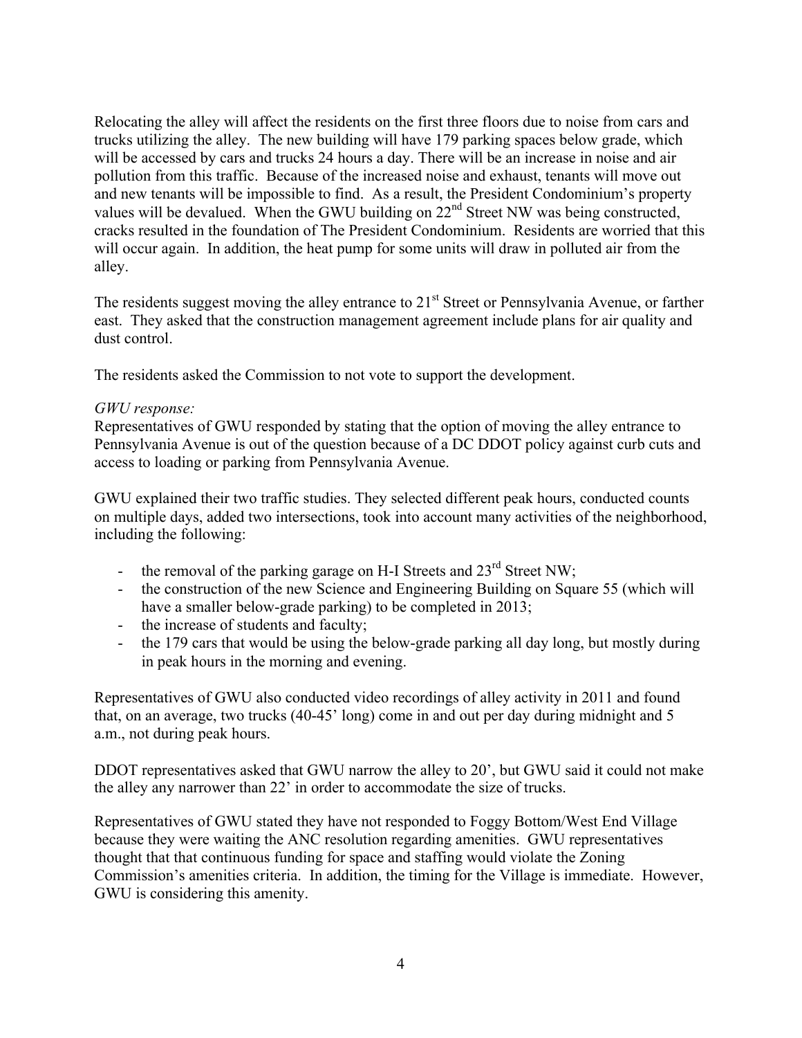Relocating the alley will affect the residents on the first three floors due to noise from cars and trucks utilizing the alley. The new building will have 179 parking spaces below grade, which will be accessed by cars and trucks 24 hours a day. There will be an increase in noise and air pollution from this traffic. Because of the increased noise and exhaust, tenants will move out and new tenants will be impossible to find. As a result, the President Condominium's property values will be devalued. When the GWU building on 22nd Street NW was being constructed, cracks resulted in the foundation of The President Condominium. Residents are worried that this will occur again. In addition, the heat pump for some units will draw in polluted air from the alley.

The residents suggest moving the alley entrance to 21st Street or Pennsylvania Avenue, or farther east. They asked that the construction management agreement include plans for air quality and dust control.

The residents asked the Commission to not vote to support the development.

*GWU response:*
Representatives of GWU responded by stating that the option of moving the alley entrance to Pennsylvania Avenue is out of the question because of a DC DDOT policy against curb cuts and access to loading or parking from Pennsylvania Avenue.

GWU explained their two traffic studies. They selected different peak hours, conducted counts on multiple days, added two intersections, took into account many activities of the neighborhood, including the following:

- the removal of the parking garage on H-I Streets and 23rd Street NW;
- the construction of the new Science and Engineering Building on Square 55 (which will have a smaller below-grade parking) to be completed in 2013;
- the increase of students and faculty;
- the 179 cars that would be using the below-grade parking all day long, but mostly during in peak hours in the morning and evening.

Representatives of GWU also conducted video recordings of alley activity in 2011 and found that, on an average, two trucks (40-45' long) come in and out per day during midnight and 5 a.m., not during peak hours.

DDOT representatives asked that GWU narrow the alley to 20', but GWU said it could not make the alley any narrower than 22' in order to accommodate the size of trucks.

Representatives of GWU stated they have not responded to Foggy Bottom/West End Village because they were waiting the ANC resolution regarding amenities. GWU representatives thought that that continuous funding for space and staffing would violate the Zoning Commission's amenities criteria. In addition, the timing for the Village is immediate. However, GWU is considering this amenity.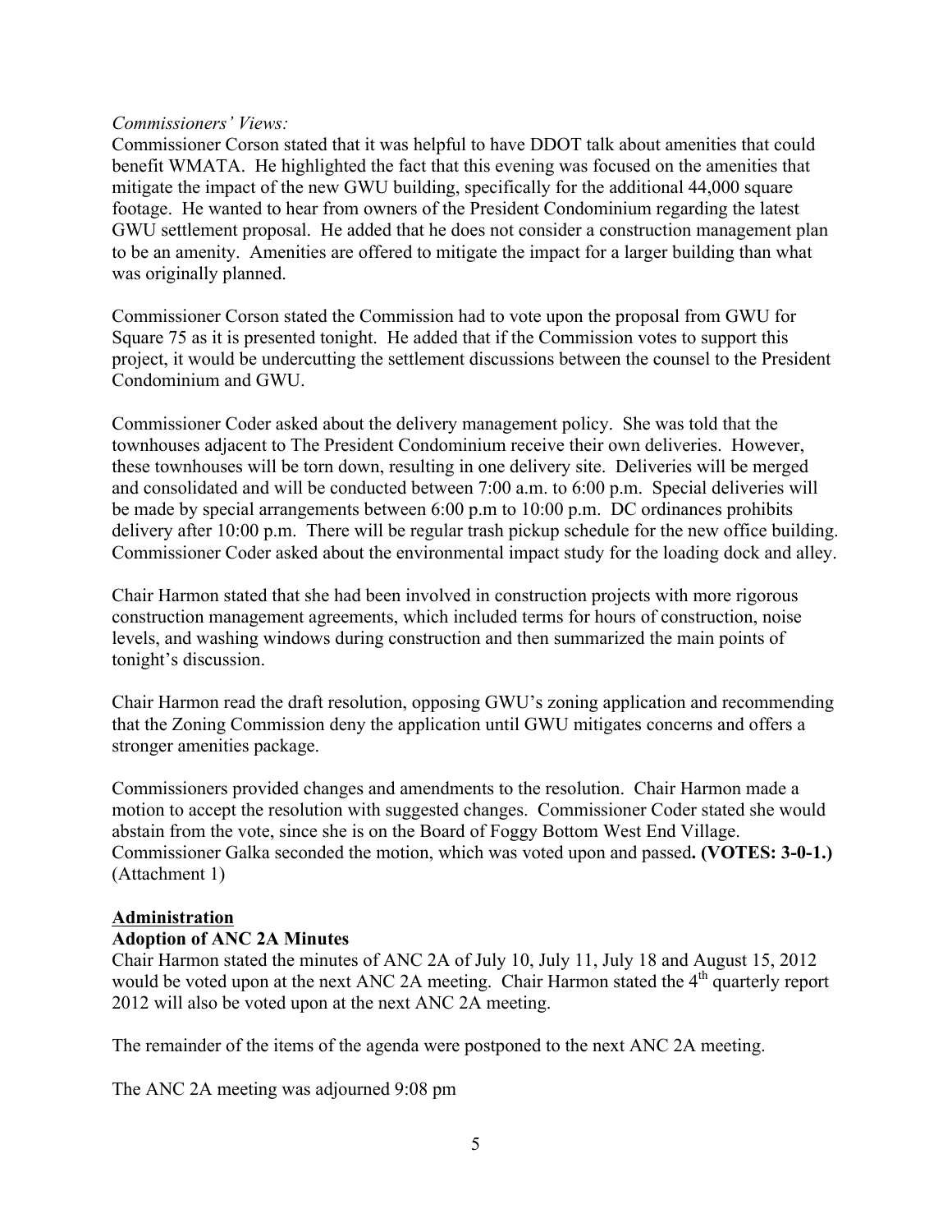*Commissioners' Views:*

Commissioner Corson stated that it was helpful to have DDOT talk about amenities that could benefit WMATA. He highlighted the fact that this evening was focused on the amenities that mitigate the impact of the new GWU building, specifically for the additional 44,000 square footage. He wanted to hear from owners of the President Condominium regarding the latest GWU settlement proposal. He added that he does not consider a construction management plan to be an amenity. Amenities are offered to mitigate the impact for a larger building than what was originally planned.

Commissioner Corson stated the Commission had to vote upon the proposal from GWU for Square 75 as it is presented tonight. He added that if the Commission votes to support this project, it would be undercutting the settlement discussions between the counsel to the President Condominium and GWU.

Commissioner Coder asked about the delivery management policy. She was told that the townhouses adjacent to The President Condominium receive their own deliveries. However, these townhouses will be torn down, resulting in one delivery site. Deliveries will be merged and consolidated and will be conducted between 7:00 a.m. to 6:00 p.m. Special deliveries will be made by special arrangements between 6:00 p.m to 10:00 p.m. DC ordinances prohibits delivery after 10:00 p.m. There will be regular trash pickup schedule for the new office building. Commissioner Coder asked about the environmental impact study for the loading dock and alley.

Chair Harmon stated that she had been involved in construction projects with more rigorous construction management agreements, which included terms for hours of construction, noise levels, and washing windows during construction and then summarized the main points of tonight's discussion.

Chair Harmon read the draft resolution, opposing GWU's zoning application and recommending that the Zoning Commission deny the application until GWU mitigates concerns and offers a stronger amenities package.

Commissioners provided changes and amendments to the resolution. Chair Harmon made a motion to accept the resolution with suggested changes. Commissioner Coder stated she would abstain from the vote, since she is on the Board of Foggy Bottom West End Village. Commissioner Galka seconded the motion, which was voted upon and passed**. (VOTES: 3-0-1.)** (Attachment 1)

## Administration

### Adoption of ANC 2A Minutes

Chair Harmon stated the minutes of ANC 2A of July 10, July 11, July 18 and August 15, 2012 would be voted upon at the next ANC 2A meeting. Chair Harmon stated the 4th quarterly report 2012 will also be voted upon at the next ANC 2A meeting.

The remainder of the items of the agenda were postponed to the next ANC 2A meeting.

The ANC 2A meeting was adjourned 9:08 pm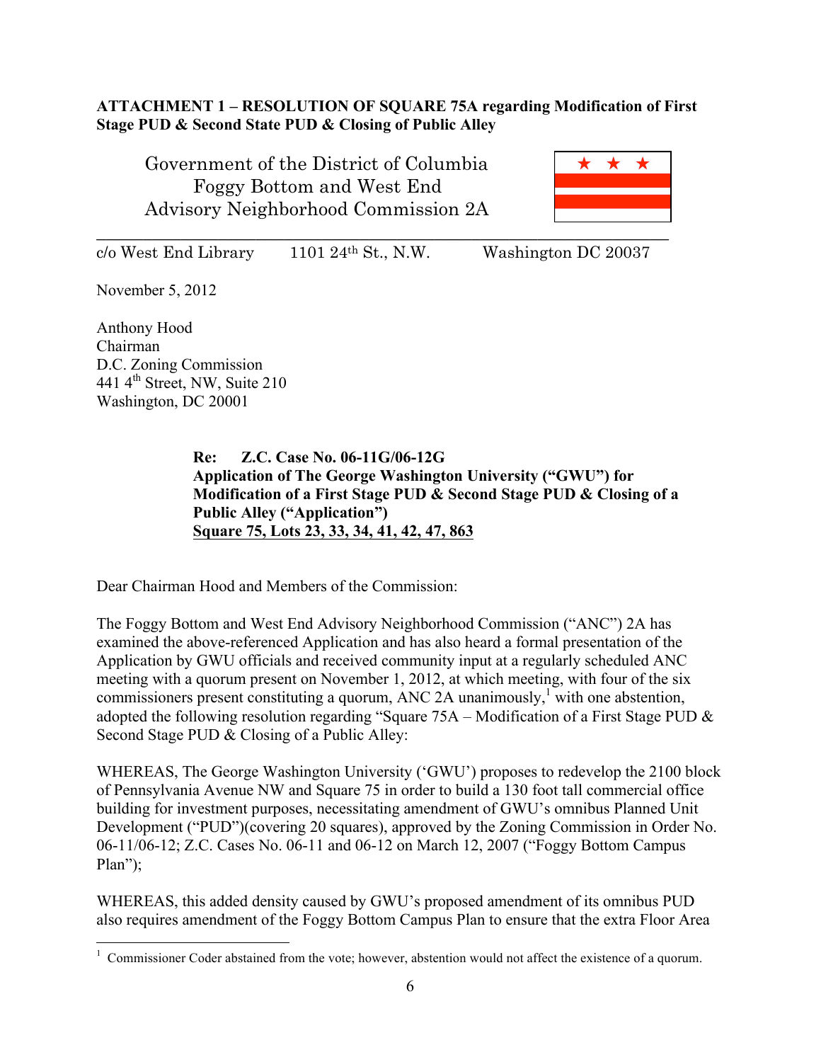**ATTACHMENT 1 – RESOLUTION OF SQUARE 75A regarding Modification of First Stage PUD & Second State PUD & Closing of Public Alley**

Government of the District of Columbia
Foggy Bottom and West End
Advisory Neighborhood Commission 2A

c/o West End Library 1101 24th St., N.W. Washington DC 20037

November 5, 2012

Anthony Hood
Chairman
D.C. Zoning Commission
441 4th Street, NW, Suite 210
Washington, DC 20001

> **Re: Z.C. Case No. 06-11G/06-12G**
> **Application of The George Washington University ("GWU") for Modification of a First Stage PUD & Second Stage PUD & Closing of a Public Alley ("Application")**
> **<u>Square 75, Lots 23, 33, 34, 41, 42, 47, 863</u>**

Dear Chairman Hood and Members of the Commission:

The Foggy Bottom and West End Advisory Neighborhood Commission ("ANC") 2A has examined the above-referenced Application and has also heard a formal presentation of the Application by GWU officials and received community input at a regularly scheduled ANC meeting with a quorum present on November 1, 2012, at which meeting, with four of the six commissioners present constituting a quorum, ANC 2A unanimously,[1] with one abstention, adopted the following resolution regarding "Square 75A – Modification of a First Stage PUD & Second Stage PUD & Closing of a Public Alley:

WHEREAS, The George Washington University ('GWU') proposes to redevelop the 2100 block of Pennsylvania Avenue NW and Square 75 in order to build a 130 foot tall commercial office building for investment purposes, necessitating amendment of GWU's omnibus Planned Unit Development ("PUD")(covering 20 squares), approved by the Zoning Commission in Order No. 06-11/06-12; Z.C. Cases No. 06-11 and 06-12 on March 12, 2007 ("Foggy Bottom Campus Plan");

WHEREAS, this added density caused by GWU's proposed amendment of its omnibus PUD also requires amendment of the Foggy Bottom Campus Plan to ensure that the extra Floor Area

---

[1] Commissioner Coder abstained from the vote; however, abstention would not affect the existence of a quorum.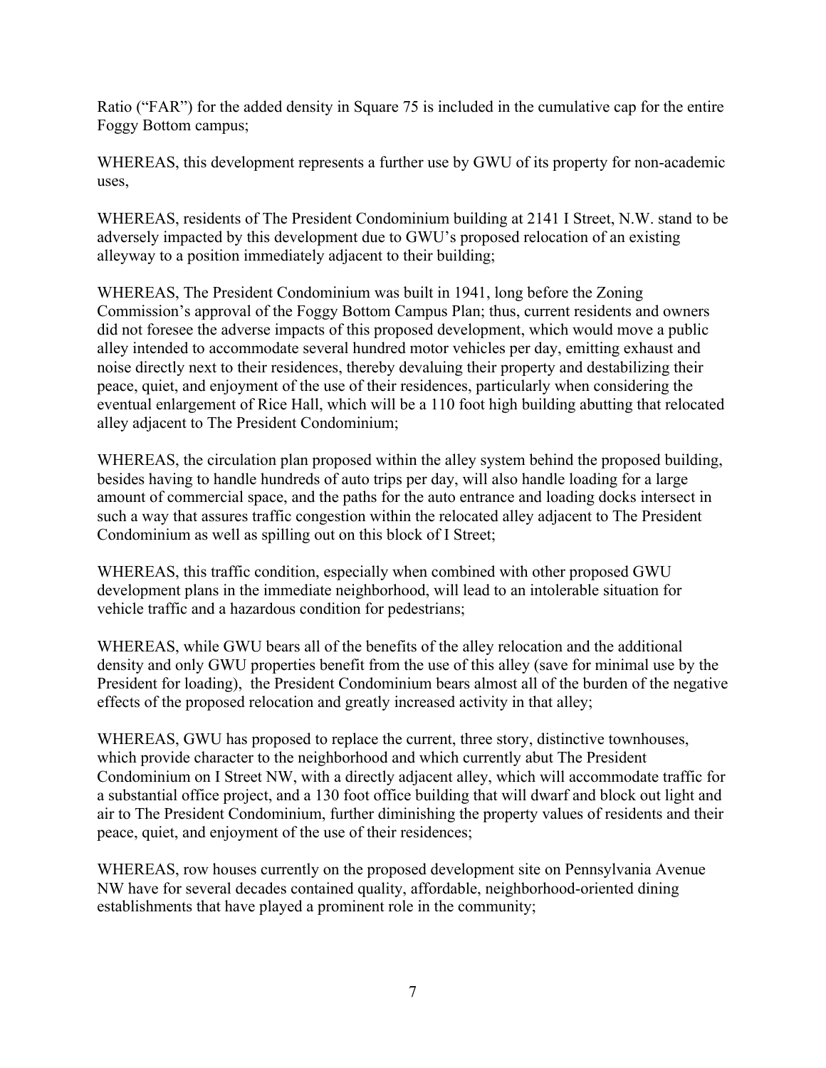Ratio ("FAR") for the added density in Square 75 is included in the cumulative cap for the entire Foggy Bottom campus;

WHEREAS, this development represents a further use by GWU of its property for non-academic uses,

WHEREAS, residents of The President Condominium building at 2141 I Street, N.W. stand to be adversely impacted by this development due to GWU's proposed relocation of an existing alleyway to a position immediately adjacent to their building;

WHEREAS, The President Condominium was built in 1941, long before the Zoning Commission's approval of the Foggy Bottom Campus Plan; thus, current residents and owners did not foresee the adverse impacts of this proposed development, which would move a public alley intended to accommodate several hundred motor vehicles per day, emitting exhaust and noise directly next to their residences, thereby devaluing their property and destabilizing their peace, quiet, and enjoyment of the use of their residences, particularly when considering the eventual enlargement of Rice Hall, which will be a 110 foot high building abutting that relocated alley adjacent to The President Condominium;

WHEREAS, the circulation plan proposed within the alley system behind the proposed building, besides having to handle hundreds of auto trips per day, will also handle loading for a large amount of commercial space, and the paths for the auto entrance and loading docks intersect in such a way that assures traffic congestion within the relocated alley adjacent to The President Condominium as well as spilling out on this block of I Street;

WHEREAS, this traffic condition, especially when combined with other proposed GWU development plans in the immediate neighborhood, will lead to an intolerable situation for vehicle traffic and a hazardous condition for pedestrians;

WHEREAS, while GWU bears all of the benefits of the alley relocation and the additional density and only GWU properties benefit from the use of this alley (save for minimal use by the President for loading), the President Condominium bears almost all of the burden of the negative effects of the proposed relocation and greatly increased activity in that alley;

WHEREAS, GWU has proposed to replace the current, three story, distinctive townhouses, which provide character to the neighborhood and which currently abut The President Condominium on I Street NW, with a directly adjacent alley, which will accommodate traffic for a substantial office project, and a 130 foot office building that will dwarf and block out light and air to The President Condominium, further diminishing the property values of residents and their peace, quiet, and enjoyment of the use of their residences;

WHEREAS, row houses currently on the proposed development site on Pennsylvania Avenue NW have for several decades contained quality, affordable, neighborhood-oriented dining establishments that have played a prominent role in the community;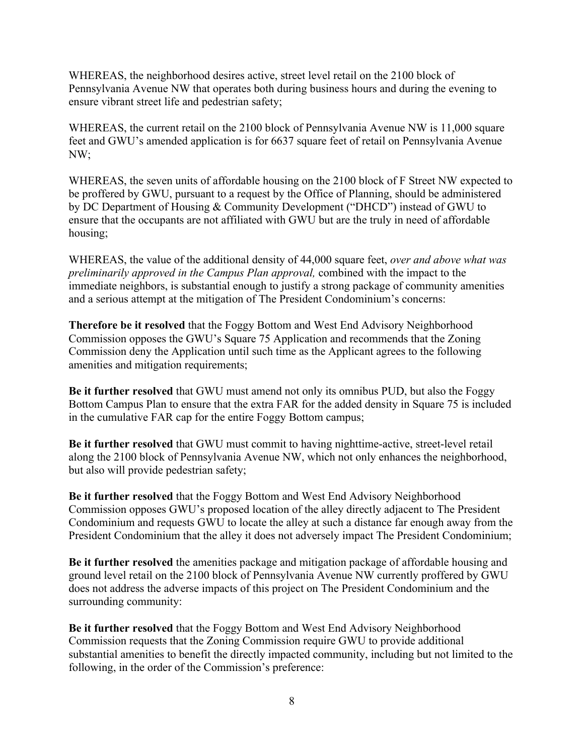WHEREAS, the neighborhood desires active, street level retail on the 2100 block of Pennsylvania Avenue NW that operates both during business hours and during the evening to ensure vibrant street life and pedestrian safety;

WHEREAS, the current retail on the 2100 block of Pennsylvania Avenue NW is 11,000 square feet and GWU's amended application is for 6637 square feet of retail on Pennsylvania Avenue NW;

WHEREAS, the seven units of affordable housing on the 2100 block of F Street NW expected to be proffered by GWU, pursuant to a request by the Office of Planning, should be administered by DC Department of Housing & Community Development ("DHCD") instead of GWU to ensure that the occupants are not affiliated with GWU but are the truly in need of affordable housing;

WHEREAS, the value of the additional density of 44,000 square feet, *over and above what was preliminarily approved in the Campus Plan approval,* combined with the impact to the immediate neighbors, is substantial enough to justify a strong package of community amenities and a serious attempt at the mitigation of The President Condominium's concerns:

**Therefore be it resolved** that the Foggy Bottom and West End Advisory Neighborhood Commission opposes the GWU's Square 75 Application and recommends that the Zoning Commission deny the Application until such time as the Applicant agrees to the following amenities and mitigation requirements;

**Be it further resolved** that GWU must amend not only its omnibus PUD, but also the Foggy Bottom Campus Plan to ensure that the extra FAR for the added density in Square 75 is included in the cumulative FAR cap for the entire Foggy Bottom campus;

**Be it further resolved** that GWU must commit to having nighttime-active, street-level retail along the 2100 block of Pennsylvania Avenue NW, which not only enhances the neighborhood, but also will provide pedestrian safety;

**Be it further resolved** that the Foggy Bottom and West End Advisory Neighborhood Commission opposes GWU's proposed location of the alley directly adjacent to The President Condominium and requests GWU to locate the alley at such a distance far enough away from the President Condominium that the alley it does not adversely impact The President Condominium;

**Be it further resolved** the amenities package and mitigation package of affordable housing and ground level retail on the 2100 block of Pennsylvania Avenue NW currently proffered by GWU does not address the adverse impacts of this project on The President Condominium and the surrounding community:

**Be it further resolved** that the Foggy Bottom and West End Advisory Neighborhood Commission requests that the Zoning Commission require GWU to provide additional substantial amenities to benefit the directly impacted community, including but not limited to the following, in the order of the Commission's preference: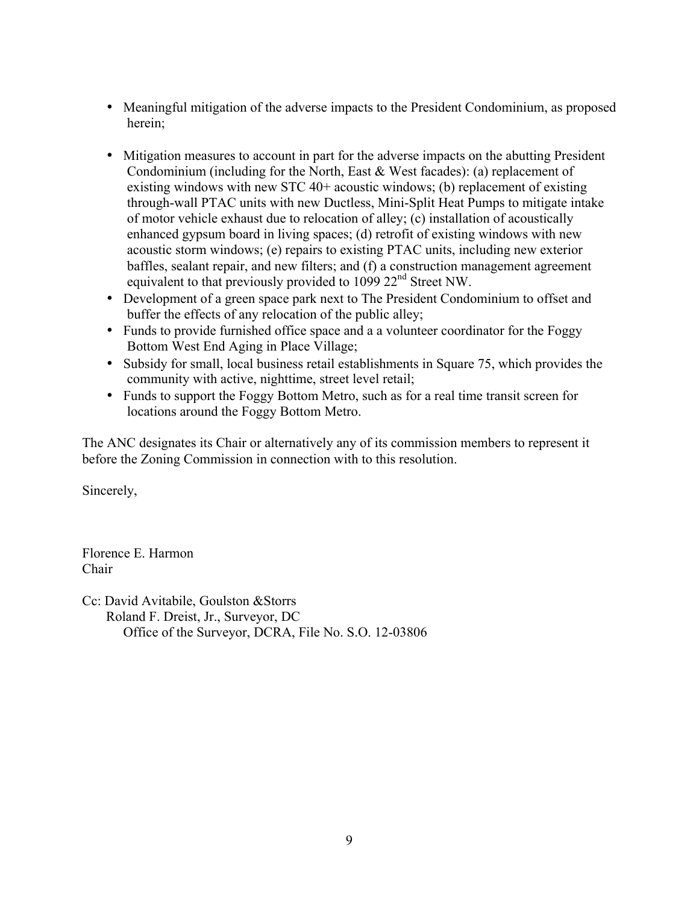- Meaningful mitigation of the adverse impacts to the President Condominium, as proposed herein;
- Mitigation measures to account in part for the adverse impacts on the abutting President Condominium (including for the North, East & West facades): (a) replacement of existing windows with new STC 40+ acoustic windows; (b) replacement of existing through-wall PTAC units with new Ductless, Mini-Split Heat Pumps to mitigate intake of motor vehicle exhaust due to relocation of alley; (c) installation of acoustically enhanced gypsum board in living spaces; (d) retrofit of existing windows with new acoustic storm windows; (e) repairs to existing PTAC units, including new exterior baffles, sealant repair, and new filters; and (f) a construction management agreement equivalent to that previously provided to 1099 22nd Street NW.
- Development of a green space park next to The President Condominium to offset and buffer the effects of any relocation of the public alley;
- Funds to provide furnished office space and a a volunteer coordinator for the Foggy Bottom West End Aging in Place Village;
- Subsidy for small, local business retail establishments in Square 75, which provides the community with active, nighttime, street level retail;
- Funds to support the Foggy Bottom Metro, such as for a real time transit screen for locations around the Foggy Bottom Metro.

The ANC designates its Chair or alternatively any of its commission members to represent it before the Zoning Commission in connection with to this resolution.

Sincerely,

Florence E. Harmon
Chair

Cc: David Avitabile, Goulston &Storrs
Roland F. Dreist, Jr., Surveyor, DC
Office of the Surveyor, DCRA, File No. S.O. 12-03806